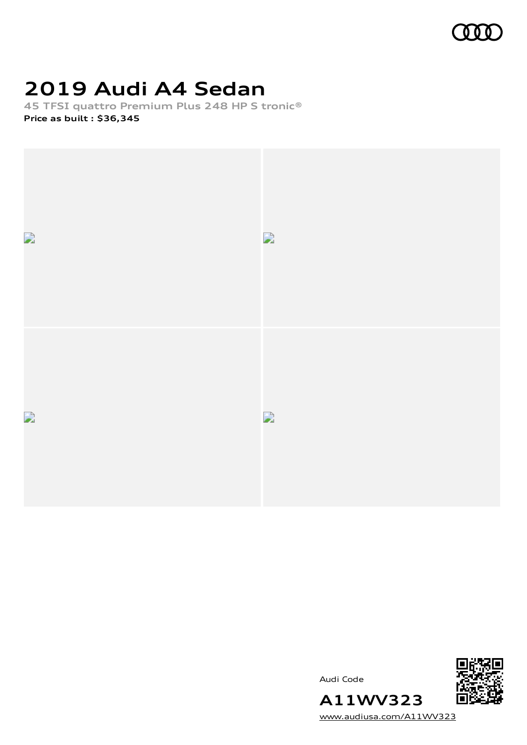# 2019 Audi A4 Sedan

**45 TFSI quattro Premium Plus 248 HP S tronic®**

**Price as built : $36,345**

Audi Code

**A11WV323**

www.audiusa.com/A11WV323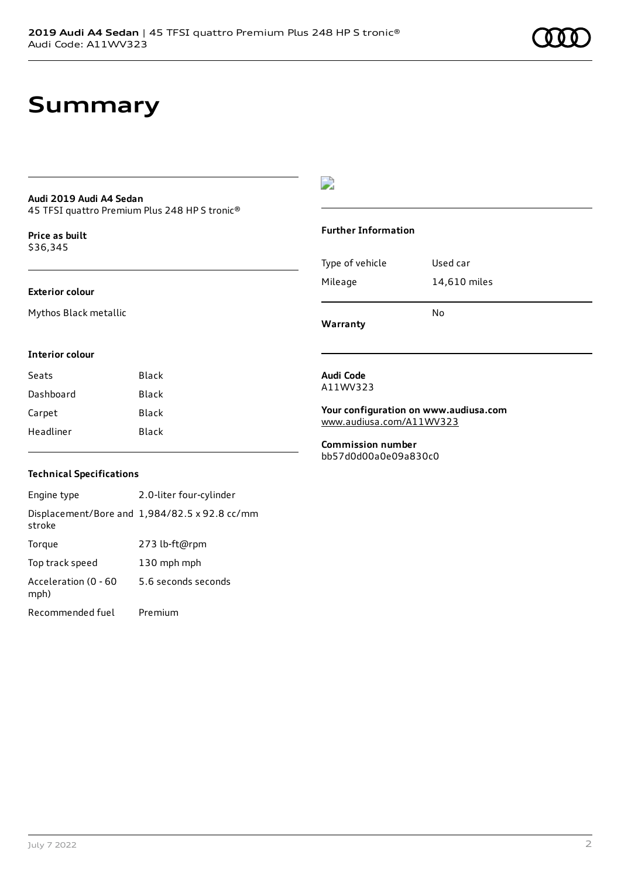# Summary

**Audi 2019 Audi A4 Sedan**
45 TFSI quattro Premium Plus 248 HP S tronic®

**Price as built**
$36,345

**Exterior colour**

Mythos Black metallic

**Interior colour**

| Seats | Black |
| --- | --- |
| Dashboard | Black |
| Carpet | Black |
| Headliner | Black |

**Technical Specifications**

| Engine type | 2.0-liter four-cylinder |
| --- | --- |
| Displacement/Bore and stroke | 1,984/82.5 x 92.8 cc/mm |
| Torque | 273 lb-ft@rpm |
| Top track speed | 130 mph mph |
| Acceleration (0 - 60 mph) | 5.6 seconds seconds |
| Recommended fuel | Premium |

**Further Information**

| Type of vehicle | Used car |
| --- | --- |
| Mileage | 14,610 miles |
| **Warranty** | No |

**Audi Code**
A11WV323

**Your configuration on www.audiusa.com**
www.audiusa.com/A11WV323

**Commission number**
bb57d0d00a0e09a830c0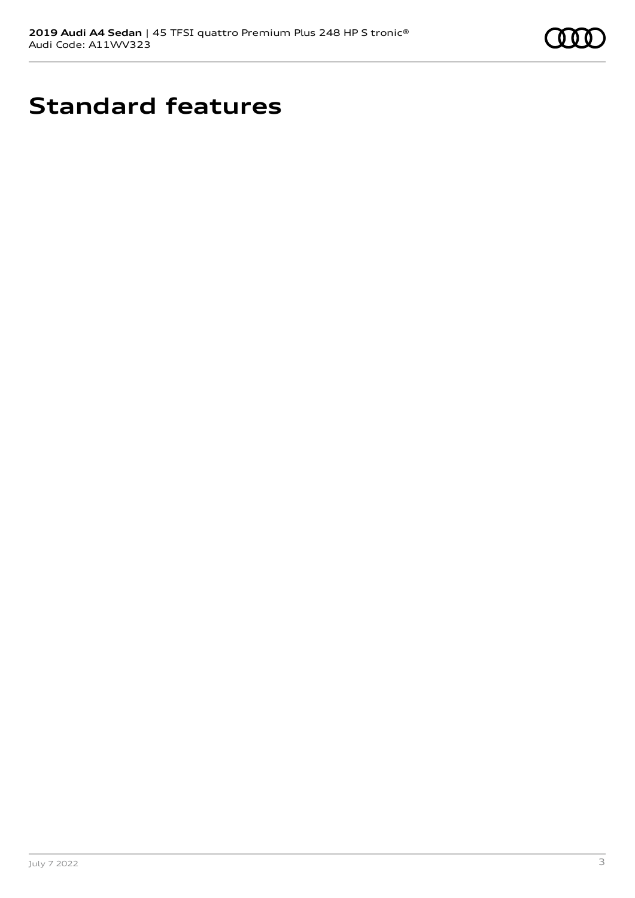# Standard features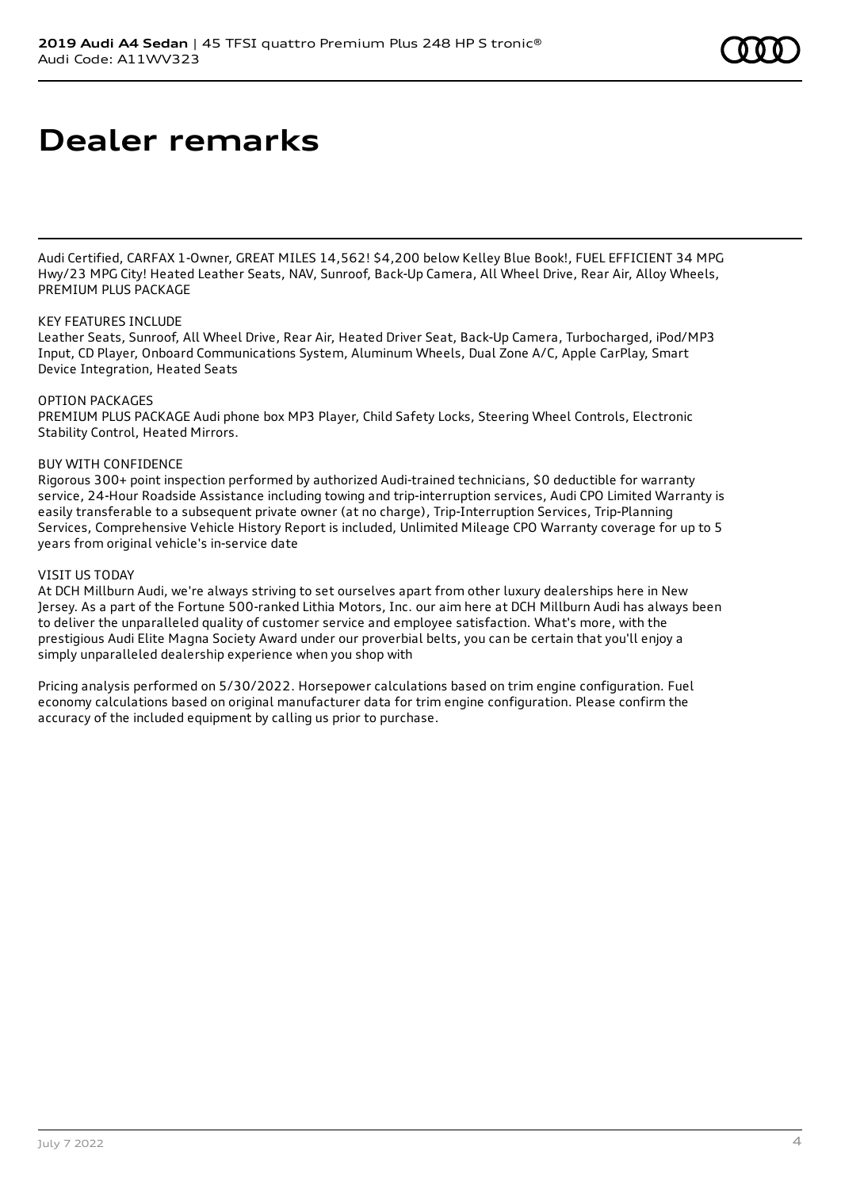# Dealer remarks

Audi Certified, CARFAX 1-Owner, GREAT MILES 14,562! $4,200 below Kelley Blue Book!, FUEL EFFICIENT 34 MPG Hwy/23 MPG City! Heated Leather Seats, NAV, Sunroof, Back-Up Camera, All Wheel Drive, Rear Air, Alloy Wheels, PREMIUM PLUS PACKAGE

KEY FEATURES INCLUDE
Leather Seats, Sunroof, All Wheel Drive, Rear Air, Heated Driver Seat, Back-Up Camera, Turbocharged, iPod/MP3 Input, CD Player, Onboard Communications System, Aluminum Wheels, Dual Zone A/C, Apple CarPlay, Smart Device Integration, Heated Seats

OPTION PACKAGES
PREMIUM PLUS PACKAGE Audi phone box MP3 Player, Child Safety Locks, Steering Wheel Controls, Electronic Stability Control, Heated Mirrors.

BUY WITH CONFIDENCE
Rigorous 300+ point inspection performed by authorized Audi-trained technicians, $0 deductible for warranty service, 24-Hour Roadside Assistance including towing and trip-interruption services, Audi CPO Limited Warranty is easily transferable to a subsequent private owner (at no charge), Trip-Interruption Services, Trip-Planning Services, Comprehensive Vehicle History Report is included, Unlimited Mileage CPO Warranty coverage for up to 5 years from original vehicle's in-service date

VISIT US TODAY
At DCH Millburn Audi, we're always striving to set ourselves apart from other luxury dealerships here in New Jersey. As a part of the Fortune 500-ranked Lithia Motors, Inc. our aim here at DCH Millburn Audi has always been to deliver the unparalleled quality of customer service and employee satisfaction. What's more, with the prestigious Audi Elite Magna Society Award under our proverbial belts, you can be certain that you'll enjoy a simply unparalleled dealership experience when you shop with

Pricing analysis performed on 5/30/2022. Horsepower calculations based on trim engine configuration. Fuel economy calculations based on original manufacturer data for trim engine configuration. Please confirm the accuracy of the included equipment by calling us prior to purchase.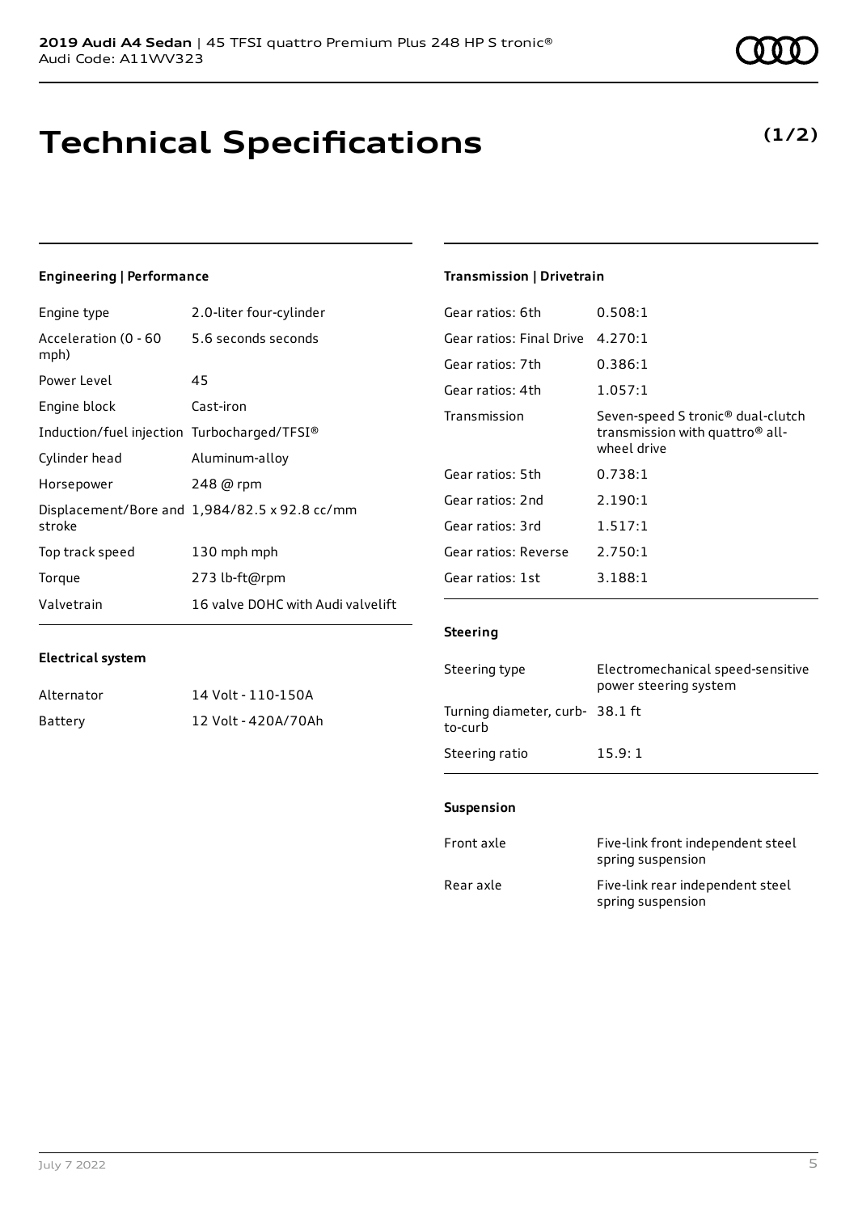# Technical Specifications

**(1/2)**

### Engineering | Performance

| | |
|---|---|
| Engine type | 2.0-liter four-cylinder |
| Acceleration (0 - 60 mph) | 5.6 seconds seconds |
| Power Level | 45 |
| Engine block | Cast-iron |
| Induction/fuel injection | Turbocharged/TFSI® |
| Cylinder head | Aluminum-alloy |
| Horsepower | 248 @ rpm |
| Displacement/Bore and stroke | 1,984/82.5 x 92.8 cc/mm |
| Top track speed | 130 mph mph |
| Torque | 273 lb-ft@rpm |
| Valvetrain | 16 valve DOHC with Audi valvelift |

### Electrical system

| | |
|---|---|
| Alternator | 14 Volt - 110-150A |
| Battery | 12 Volt - 420A/70Ah |

### Transmission | Drivetrain

| | |
|---|---|
| Gear ratios: 6th | 0.508:1 |
| Gear ratios: Final Drive | 4.270:1 |
| Gear ratios: 7th | 0.386:1 |
| Gear ratios: 4th | 1.057:1 |
| Transmission | Seven-speed S tronic® dual-clutch transmission with quattro® all-wheel drive |
| Gear ratios: 5th | 0.738:1 |
| Gear ratios: 2nd | 2.190:1 |
| Gear ratios: 3rd | 1.517:1 |
| Gear ratios: Reverse | 2.750:1 |
| Gear ratios: 1st | 3.188:1 |

### Steering

| | |
|---|---|
| Steering type | Electromechanical speed-sensitive power steering system |
| Turning diameter, curb-to-curb | 38.1 ft |
| Steering ratio | 15.9: 1 |

### Suspension

| | |
|---|---|
| Front axle | Five-link front independent steel spring suspension |
| Rear axle | Five-link rear independent steel spring suspension |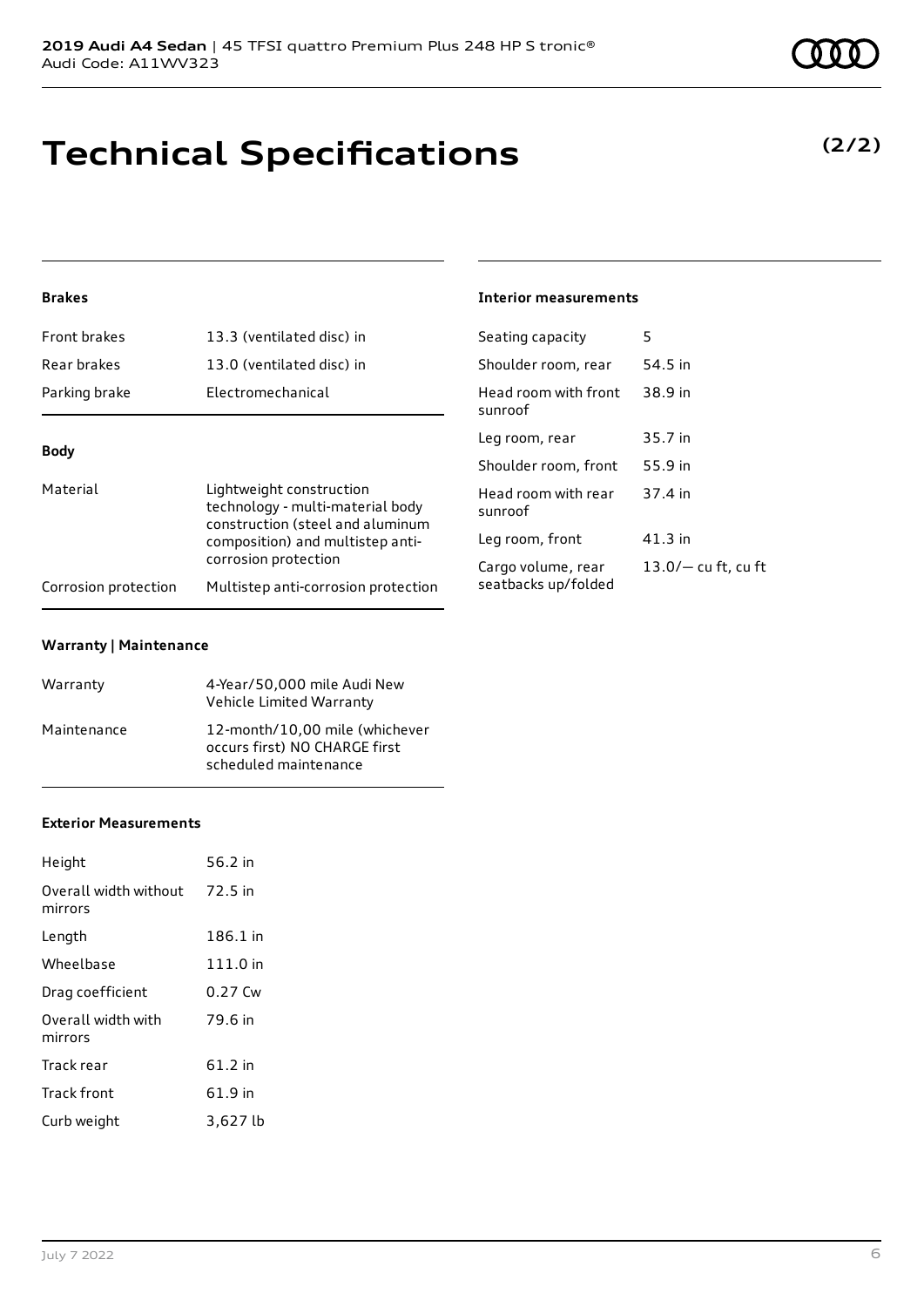# Technical Specifications

**(2/2)**

### Brakes

| | |
|---|---|
| Front brakes | 13.3 (ventilated disc) in |
| Rear brakes | 13.0 (ventilated disc) in |
| Parking brake | Electromechanical |

### Body

| | |
|---|---|
| Material | Lightweight construction technology - multi-material body construction (steel and aluminum composition) and multistep anti-corrosion protection |
| Corrosion protection | Multistep anti-corrosion protection |

### Warranty | Maintenance

| | |
|---|---|
| Warranty | 4-Year/50,000 mile Audi New Vehicle Limited Warranty |
| Maintenance | 12-month/10,00 mile (whichever occurs first) NO CHARGE first scheduled maintenance |

### Exterior Measurements

| | |
|---|---|
| Height | 56.2 in |
| Overall width without mirrors | 72.5 in |
| Length | 186.1 in |
| Wheelbase | 111.0 in |
| Drag coefficient | 0.27 Cw |
| Overall width with mirrors | 79.6 in |
| Track rear | 61.2 in |
| Track front | 61.9 in |
| Curb weight | 3,627 lb |

### Interior measurements

| | |
|---|---|
| Seating capacity | 5 |
| Shoulder room, rear | 54.5 in |
| Head room with front sunroof | 38.9 in |
| Leg room, rear | 35.7 in |
| Shoulder room, front | 55.9 in |
| Head room with rear sunroof | 37.4 in |
| Leg room, front | 41.3 in |
| Cargo volume, rear seatbacks up/folded | 13.0/— cu ft, cu ft |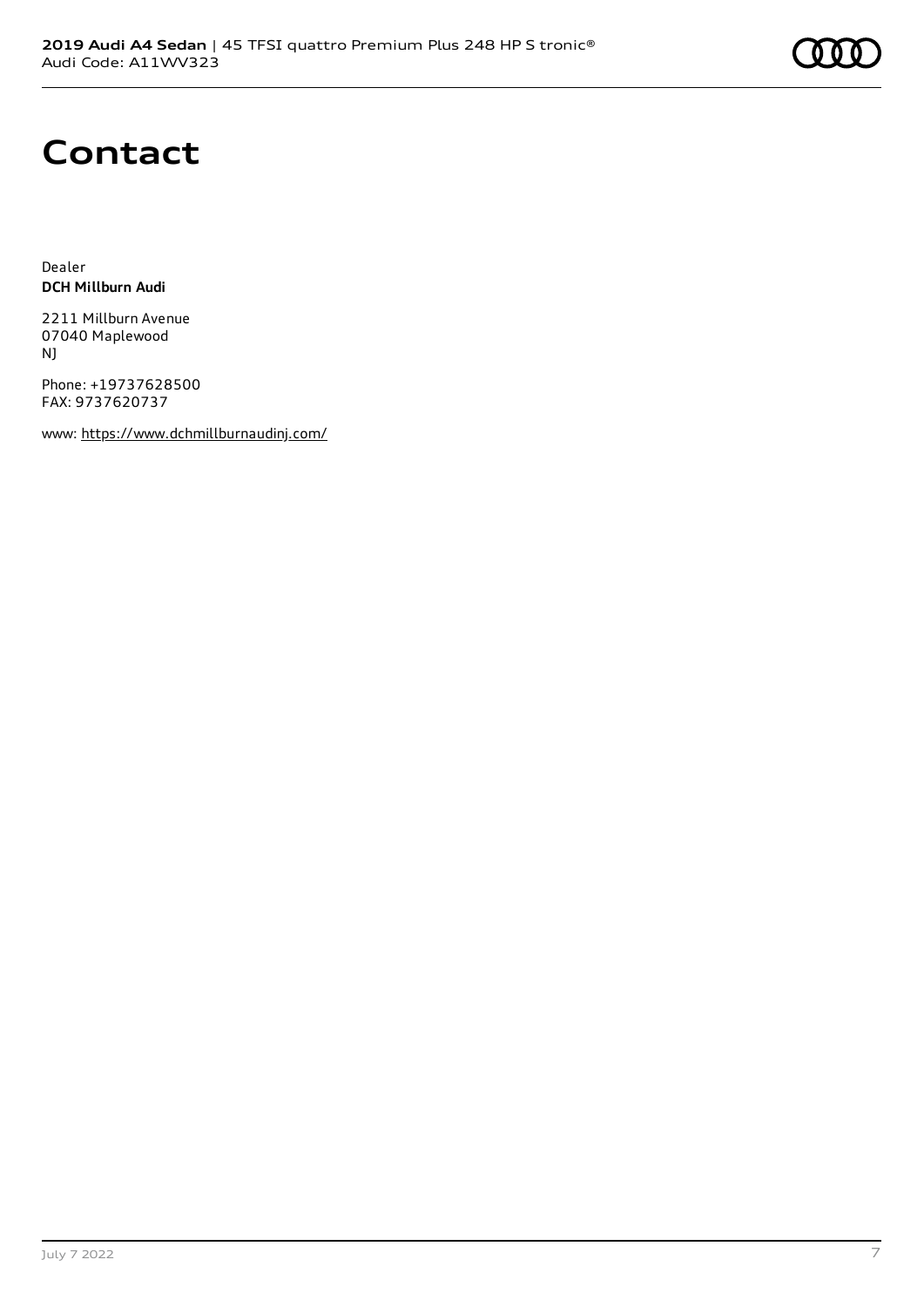# Contact

Dealer
**DCH Millburn Audi**

2211 Millburn Avenue
07040 Maplewood
NJ

Phone: +19737628500
FAX: 9737620737

www: https://www.dchmillburnaudinj.com/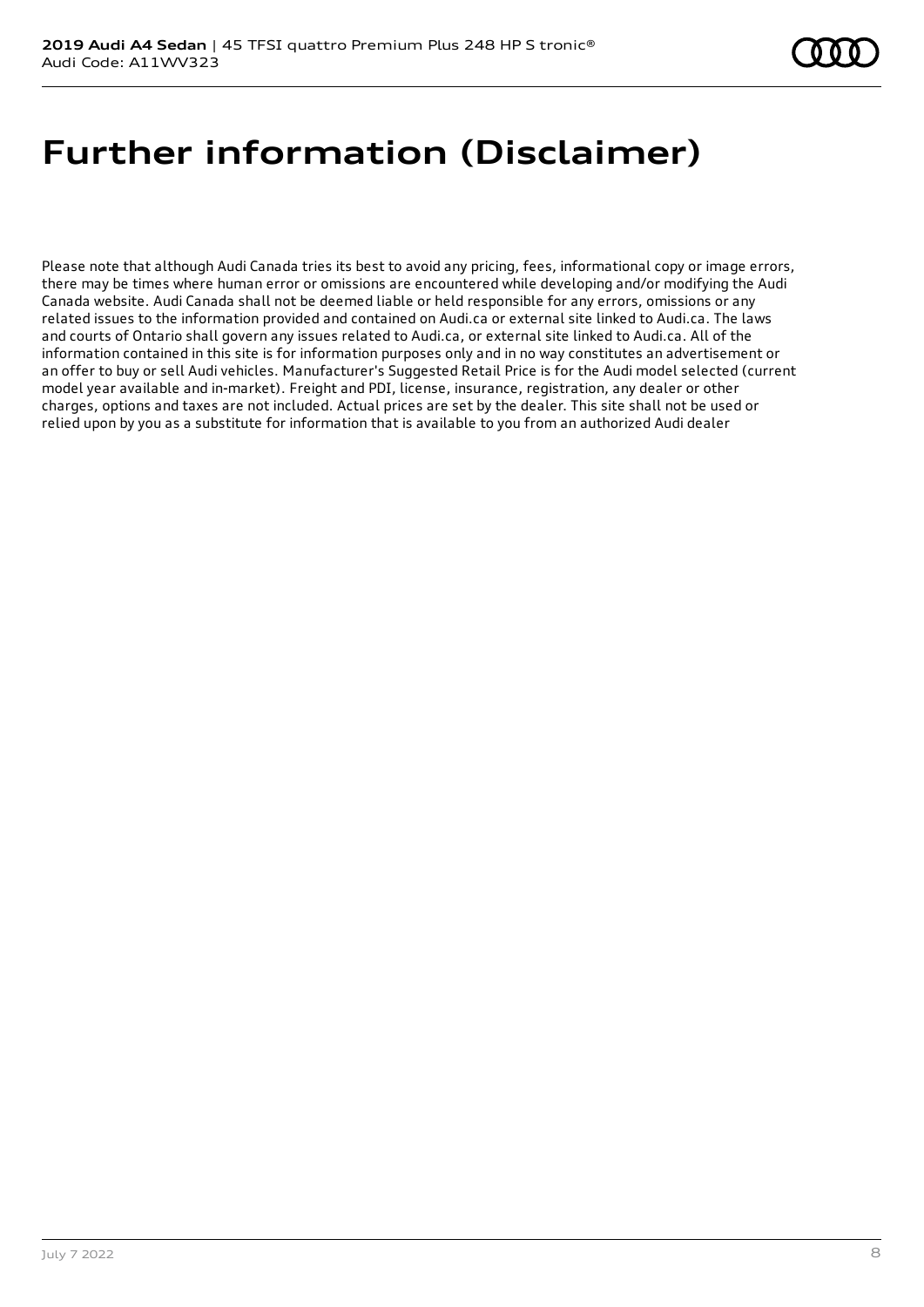# Further information (Disclaimer)

Please note that although Audi Canada tries its best to avoid any pricing, fees, informational copy or image errors, there may be times where human error or omissions are encountered while developing and/or modifying the Audi Canada website. Audi Canada shall not be deemed liable or held responsible for any errors, omissions or any related issues to the information provided and contained on Audi.ca or external site linked to Audi.ca. The laws and courts of Ontario shall govern any issues related to Audi.ca, or external site linked to Audi.ca. All of the information contained in this site is for information purposes only and in no way constitutes an advertisement or an offer to buy or sell Audi vehicles. Manufacturer's Suggested Retail Price is for the Audi model selected (current model year available and in-market). Freight and PDI, license, insurance, registration, any dealer or other charges, options and taxes are not included. Actual prices are set by the dealer. This site shall not be used or relied upon by you as a substitute for information that is available to you from an authorized Audi dealer